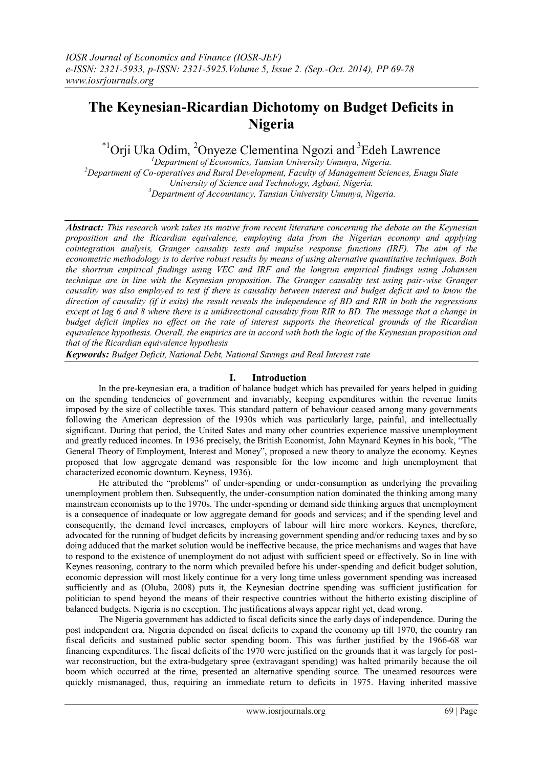# The Keynesian-Ricardian Dichotomy on Budget Deficits in Nigeria

*[1]Orji Uka Odim, [2]Onyeze Clementina Ngozi and [3]Edeh Lawrence

[1]*Department of Economics, Tansian University Umunya, Nigeria.*
[2]*Department of Co-operatives and Rural Development, Faculty of Management Sciences, Enugu State University of Science and Technology, Agbani, Nigeria.*
[3]*Department of Accountancy, Tansian University Umunya, Nigeria.*

***Abstract:*** *This research work takes its motive from recent literature concerning the debate on the Keynesian proposition and the Ricardian equivalence, employing data from the Nigerian economy and applying cointegration analysis, Granger causality tests and impulse response functions (IRF). The aim of the econometric methodology is to derive robust results by means of using alternative quantitative techniques. Both the shortrun empirical findings using VEC and IRF and the longrun empirical findings using Johansen technique are in line with the Keynesian proposition. The Granger causality test using pair-wise Granger causality was also employed to test if there is causality between interest and budget deficit and to know the direction of causality (if it exits) the result reveals the independence of BD and RIR in both the regressions except at lag 6 and 8 where there is a unidirectional causality from RIR to BD. The message that a change in budget deficit implies no effect on the rate of interest supports the theoretical grounds of the Ricardian equivalence hypothesis. Overall, the empirics are in accord with both the logic of the Keynesian proposition and that of the Ricardian equivalence hypothesis*

***Keywords:*** *Budget Deficit, National Debt, National Savings and Real Interest rate*

## I. Introduction

In the pre-keynesian era, a tradition of balance budget which has prevailed for years helped in guiding on the spending tendencies of government and invariably, keeping expenditures within the revenue limits imposed by the size of collectible taxes. This standard pattern of behaviour ceased among many governments following the American depression of the 1930s which was particularly large, painful, and intellectually significant. During that period, the United Sates and many other countries experience massive unemployment and greatly reduced incomes. In 1936 precisely, the British Economist, John Maynard Keynes in his book, "The General Theory of Employment, Interest and Money", proposed a new theory to analyze the economy. Keynes proposed that low aggregate demand was responsible for the low income and high unemployment that characterized economic downturn. Keyness, 1936).

He attributed the "problems" of under-spending or under-consumption as underlying the prevailing unemployment problem then. Subsequently, the under-consumption nation dominated the thinking among many mainstream economists up to the 1970s. The under-spending or demand side thinking argues that unemployment is a consequence of inadequate or low aggregate demand for goods and services; and if the spending level and consequently, the demand level increases, employers of labour will hire more workers. Keynes, therefore, advocated for the running of budget deficits by increasing government spending and/or reducing taxes and by so doing adduced that the market solution would be ineffective because, the price mechanisms and wages that have to respond to the existence of unemployment do not adjust with sufficient speed or effectively. So in line with Keynes reasoning, contrary to the norm which prevailed before his under-spending and deficit budget solution, economic depression will most likely continue for a very long time unless government spending was increased sufficiently and as (Oluba, 2008) puts it, the Keynesian doctrine spending was sufficient justification for politician to spend beyond the means of their respective countries without the hitherto existing discipline of balanced budgets. Nigeria is no exception. The justifications always appear right yet, dead wrong.

The Nigeria government has addicted to fiscal deficits since the early days of independence. During the post independent era, Nigeria depended on fiscal deficits to expand the economy up till 1970, the country ran fiscal deficits and sustained public sector spending boom. This was further justified by the 1966-68 war financing expenditures. The fiscal deficits of the 1970 were justified on the grounds that it was largely for post-war reconstruction, but the extra-budgetary spree (extravagant spending) was halted primarily because the oil boom which occurred at the time, presented an alternative spending source. The unearned resources were quickly mismanaged, thus, requiring an immediate return to deficits in 1975. Having inherited massive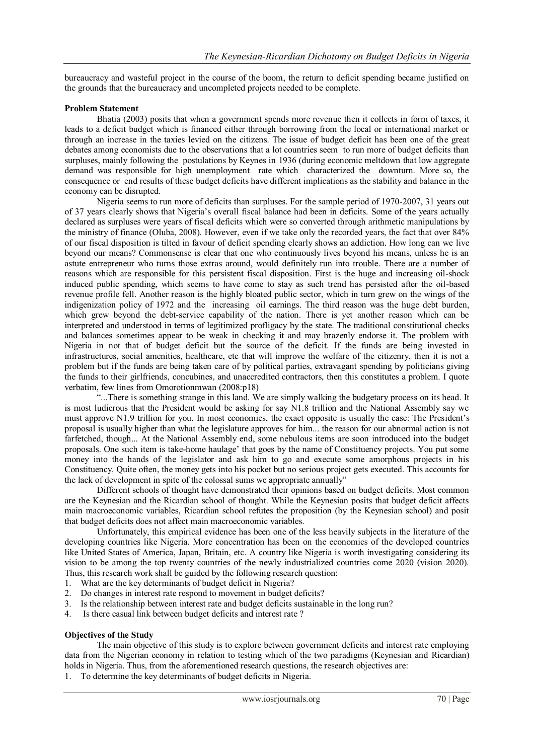bureaucracy and wasteful project in the course of the boom, the return to deficit spending became justified on the grounds that the bureaucracy and uncompleted projects needed to be complete.

**Problem Statement**

Bhatia (2003) posits that when a government spends more revenue then it collects in form of taxes, it leads to a deficit budget which is financed either through borrowing from the local or international market or through an increase in the taxies levied on the citizens. The issue of budget deficit has been one of the great debates among economists due to the observations that a lot countries seem to run more of budget deficits than surpluses, mainly following the postulations by Keynes in 1936 (during economic meltdown that low aggregate demand was responsible for high unemployment rate which characterized the downturn. More so, the consequence or end results of these budget deficits have different implications as the stability and balance in the economy can be disrupted.

Nigeria seems to run more of deficits than surpluses. For the sample period of 1970-2007, 31 years out of 37 years clearly shows that Nigeria's overall fiscal balance had been in deficits. Some of the years actually declared as surpluses were years of fiscal deficits which were so converted through arithmetic manipulations by the ministry of finance (Oluba, 2008). However, even if we take only the recorded years, the fact that over 84% of our fiscal disposition is tilted in favour of deficit spending clearly shows an addiction. How long can we live beyond our means? Commonsense is clear that one who continuously lives beyond his means, unless he is an astute entrepreneur who turns those extras around, would definitely run into trouble. There are a number of reasons which are responsible for this persistent fiscal disposition. First is the huge and increasing oil-shock induced public spending, which seems to have come to stay as such trend has persisted after the oil-based revenue profile fell. Another reason is the highly bloated public sector, which in turn grew on the wings of the indigenization policy of 1972 and the increasing oil earnings. The third reason was the huge debt burden, which grew beyond the debt-service capability of the nation. There is yet another reason which can be interpreted and understood in terms of legitimized profligacy by the state. The traditional constitutional checks and balances sometimes appear to be weak in checking it and may brazenly endorse it. The problem with Nigeria in not that of budget deficit but the source of the deficit. If the funds are being invested in infrastructures, social amenities, healthcare, etc that will improve the welfare of the citizenry, then it is not a problem but if the funds are being taken care of by political parties, extravagant spending by politicians giving the funds to their girlfriends, concubines, and unaccredited contractors, then this constitutes a problem. I quote verbatim, few lines from Omorotionmwan (2008:p18)

"...There is something strange in this land. We are simply walking the budgetary process on its head. It is most ludicrous that the President would be asking for say N1.8 trillion and the National Assembly say we must approve N1.9 trillion for you. In most economies, the exact opposite is usually the case: The President's proposal is usually higher than what the legislature approves for him... the reason for our abnormal action is not farfetched, though... At the National Assembly end, some nebulous items are soon introduced into the budget proposals. One such item is take-home haulage' that goes by the name of Constituency projects. You put some money into the hands of the legislator and ask him to go and execute some amorphous projects in his Constituency. Quite often, the money gets into his pocket but no serious project gets executed. This accounts for the lack of development in spite of the colossal sums we appropriate annually"

Different schools of thought have demonstrated their opinions based on budget deficits. Most common are the Keynesian and the Ricardian school of thought. While the Keynesian posits that budget deficit affects main macroeconomic variables, Ricardian school refutes the proposition (by the Keynesian school) and posit that budget deficits does not affect main macroeconomic variables.

Unfortunately, this empirical evidence has been one of the less heavily subjects in the literature of the developing countries like Nigeria. More concentration has been on the economics of the developed countries like United States of America, Japan, Britain, etc. A country like Nigeria is worth investigating considering its vision to be among the top twenty countries of the newly industrialized countries come 2020 (vision 2020). Thus, this research work shall be guided by the following research question:

1. What are the key determinants of budget deficit in Nigeria?
2. Do changes in interest rate respond to movement in budget deficits?
3. Is the relationship between interest rate and budget deficits sustainable in the long run?
4. Is there casual link between budget deficits and interest rate ?

**Objectives of the Study**

The main objective of this study is to explore between government deficits and interest rate employing data from the Nigerian economy in relation to testing which of the two paradigms (Keynesian and Ricardian) holds in Nigeria. Thus, from the aforementioned research questions, the research objectives are:

1. To determine the key determinants of budget deficits in Nigeria.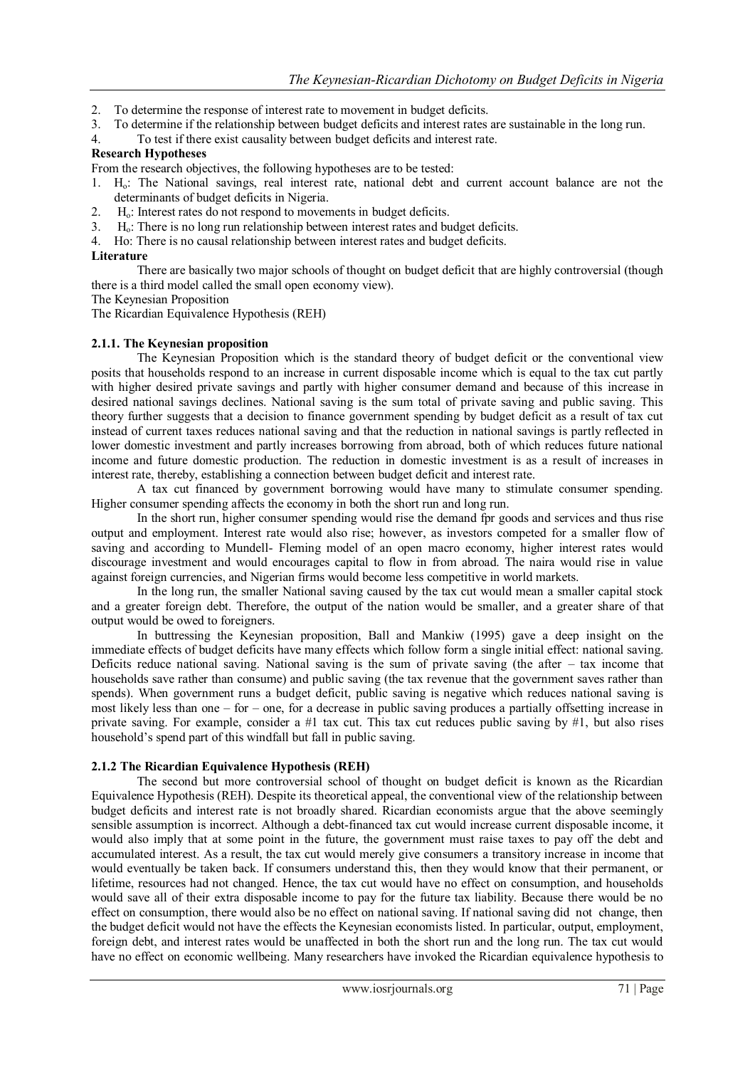2. To determine the response of interest rate to movement in budget deficits.
3. To determine if the relationship between budget deficits and interest rates are sustainable in the long run.
4. To test if there exist causality between budget deficits and interest rate.

**Research Hypotheses**

From the research objectives, the following hypotheses are to be tested:

1. $H_o$: The National savings, real interest rate, national debt and current account balance are not the determinants of budget deficits in Nigeria.
2. $H_o$: Interest rates do not respond to movements in budget deficits.
3. $H_o$: There is no long run relationship between interest rates and budget deficits.
4. Ho: There is no causal relationship between interest rates and budget deficits.

**Literature**

There are basically two major schools of thought on budget deficit that are highly controversial (though there is a third model called the small open economy view).

The Keynesian Proposition

The Ricardian Equivalence Hypothesis (REH)

### 2.1.1. The Keynesian proposition

The Keynesian Proposition which is the standard theory of budget deficit or the conventional view posits that households respond to an increase in current disposable income which is equal to the tax cut partly with higher desired private savings and partly with higher consumer demand and because of this increase in desired national savings declines. National saving is the sum total of private saving and public saving. This theory further suggests that a decision to finance government spending by budget deficit as a result of tax cut instead of current taxes reduces national saving and that the reduction in national savings is partly reflected in lower domestic investment and partly increases borrowing from abroad, both of which reduces future national income and future domestic production. The reduction in domestic investment is as a result of increases in interest rate, thereby, establishing a connection between budget deficit and interest rate.

A tax cut financed by government borrowing would have many to stimulate consumer spending. Higher consumer spending affects the economy in both the short run and long run.

In the short run, higher consumer spending would rise the demand fpr goods and services and thus rise output and employment. Interest rate would also rise; however, as investors competed for a smaller flow of saving and according to Mundell- Fleming model of an open macro economy, higher interest rates would discourage investment and would encourages capital to flow in from abroad. The naira would rise in value against foreign currencies, and Nigerian firms would become less competitive in world markets.

In the long run, the smaller National saving caused by the tax cut would mean a smaller capital stock and a greater foreign debt. Therefore, the output of the nation would be smaller, and a greater share of that output would be owed to foreigners.

In buttressing the Keynesian proposition, Ball and Mankiw (1995) gave a deep insight on the immediate effects of budget deficits have many effects which follow form a single initial effect: national saving. Deficits reduce national saving. National saving is the sum of private saving (the after – tax income that households save rather than consume) and public saving (the tax revenue that the government saves rather than spends). When government runs a budget deficit, public saving is negative which reduces national saving is most likely less than one – for – one, for a decrease in public saving produces a partially offsetting increase in private saving. For example, consider a #1 tax cut. This tax cut reduces public saving by #1, but also rises household's spend part of this windfall but fall in public saving.

### 2.1.2 The Ricardian Equivalence Hypothesis (REH)

The second but more controversial school of thought on budget deficit is known as the Ricardian Equivalence Hypothesis (REH). Despite its theoretical appeal, the conventional view of the relationship between budget deficits and interest rate is not broadly shared. Ricardian economists argue that the above seemingly sensible assumption is incorrect. Although a debt-financed tax cut would increase current disposable income, it would also imply that at some point in the future, the government must raise taxes to pay off the debt and accumulated interest. As a result, the tax cut would merely give consumers a transitory increase in income that would eventually be taken back. If consumers understand this, then they would know that their permanent, or lifetime, resources had not changed. Hence, the tax cut would have no effect on consumption, and households would save all of their extra disposable income to pay for the future tax liability. Because there would be no effect on consumption, there would also be no effect on national saving. If national saving did not change, then the budget deficit would not have the effects the Keynesian economists listed. In particular, output, employment, foreign debt, and interest rates would be unaffected in both the short run and the long run. The tax cut would have no effect on economic wellbeing. Many researchers have invoked the Ricardian equivalence hypothesis to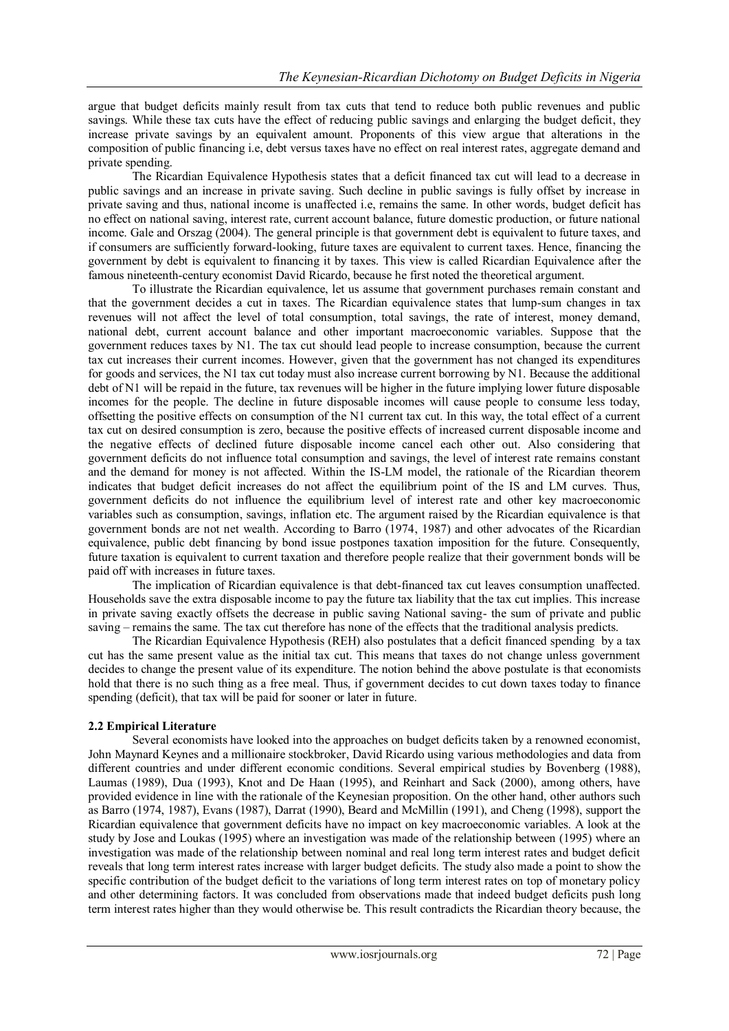argue that budget deficits mainly result from tax cuts that tend to reduce both public revenues and public savings. While these tax cuts have the effect of reducing public savings and enlarging the budget deficit, they increase private savings by an equivalent amount. Proponents of this view argue that alterations in the composition of public financing i.e, debt versus taxes have no effect on real interest rates, aggregate demand and private spending.

The Ricardian Equivalence Hypothesis states that a deficit financed tax cut will lead to a decrease in public savings and an increase in private saving. Such decline in public savings is fully offset by increase in private saving and thus, national income is unaffected i.e, remains the same. In other words, budget deficit has no effect on national saving, interest rate, current account balance, future domestic production, or future national income. Gale and Orszag (2004). The general principle is that government debt is equivalent to future taxes, and if consumers are sufficiently forward-looking, future taxes are equivalent to current taxes. Hence, financing the government by debt is equivalent to financing it by taxes. This view is called Ricardian Equivalence after the famous nineteenth-century economist David Ricardo, because he first noted the theoretical argument.

To illustrate the Ricardian equivalence, let us assume that government purchases remain constant and that the government decides a cut in taxes. The Ricardian equivalence states that lump-sum changes in tax revenues will not affect the level of total consumption, total savings, the rate of interest, money demand, national debt, current account balance and other important macroeconomic variables. Suppose that the government reduces taxes by N1. The tax cut should lead people to increase consumption, because the current tax cut increases their current incomes. However, given that the government has not changed its expenditures for goods and services, the N1 tax cut today must also increase current borrowing by N1. Because the additional debt of N1 will be repaid in the future, tax revenues will be higher in the future implying lower future disposable incomes for the people. The decline in future disposable incomes will cause people to consume less today, offsetting the positive effects on consumption of the N1 current tax cut. In this way, the total effect of a current tax cut on desired consumption is zero, because the positive effects of increased current disposable income and the negative effects of declined future disposable income cancel each other out. Also considering that government deficits do not influence total consumption and savings, the level of interest rate remains constant and the demand for money is not affected. Within the IS-LM model, the rationale of the Ricardian theorem indicates that budget deficit increases do not affect the equilibrium point of the IS and LM curves. Thus, government deficits do not influence the equilibrium level of interest rate and other key macroeconomic variables such as consumption, savings, inflation etc. The argument raised by the Ricardian equivalence is that government bonds are not net wealth. According to Barro (1974, 1987) and other advocates of the Ricardian equivalence, public debt financing by bond issue postpones taxation imposition for the future. Consequently, future taxation is equivalent to current taxation and therefore people realize that their government bonds will be paid off with increases in future taxes.

The implication of Ricardian equivalence is that debt-financed tax cut leaves consumption unaffected. Households save the extra disposable income to pay the future tax liability that the tax cut implies. This increase in private saving exactly offsets the decrease in public saving National saving- the sum of private and public saving – remains the same. The tax cut therefore has none of the effects that the traditional analysis predicts.

The Ricardian Equivalence Hypothesis (REH) also postulates that a deficit financed spending by a tax cut has the same present value as the initial tax cut. This means that taxes do not change unless government decides to change the present value of its expenditure. The notion behind the above postulate is that economists hold that there is no such thing as a free meal. Thus, if government decides to cut down taxes today to finance spending (deficit), that tax will be paid for sooner or later in future.

### 2.2 Empirical Literature

Several economists have looked into the approaches on budget deficits taken by a renowned economist, John Maynard Keynes and a millionaire stockbroker, David Ricardo using various methodologies and data from different countries and under different economic conditions. Several empirical studies by Bovenberg (1988), Laumas (1989), Dua (1993), Knot and De Haan (1995), and Reinhart and Sack (2000), among others, have provided evidence in line with the rationale of the Keynesian proposition. On the other hand, other authors such as Barro (1974, 1987), Evans (1987), Darrat (1990), Beard and McMillin (1991), and Cheng (1998), support the Ricardian equivalence that government deficits have no impact on key macroeconomic variables. A look at the study by Jose and Loukas (1995) where an investigation was made of the relationship between (1995) where an investigation was made of the relationship between nominal and real long term interest rates and budget deficit reveals that long term interest rates increase with larger budget deficits. The study also made a point to show the specific contribution of the budget deficit to the variations of long term interest rates on top of monetary policy and other determining factors. It was concluded from observations made that indeed budget deficits push long term interest rates higher than they would otherwise be. This result contradicts the Ricardian theory because, the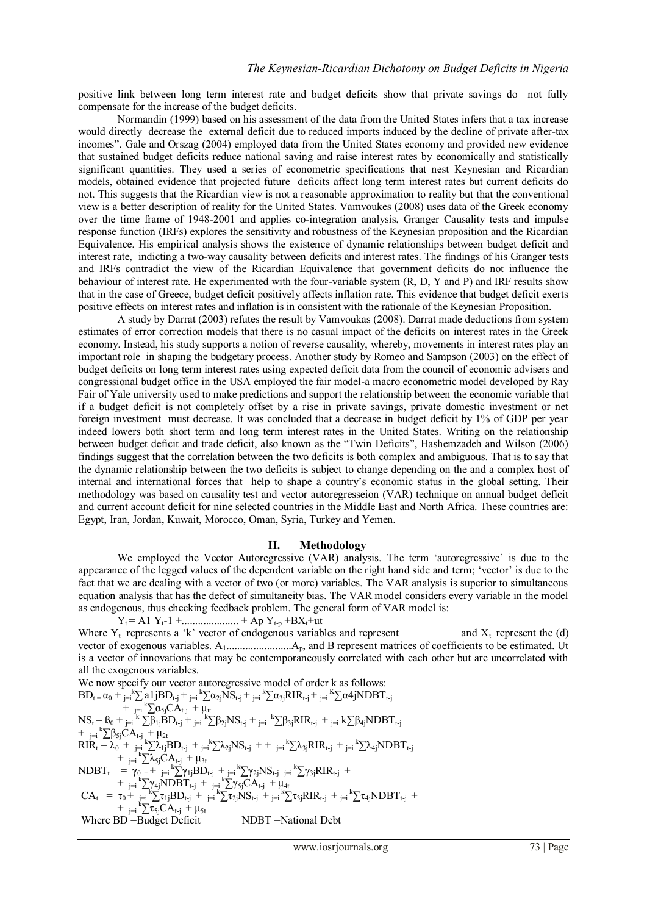positive link between long term interest rate and budget deficits show that private savings do not fully compensate for the increase of the budget deficits.

Normandin (1999) based on his assessment of the data from the United States infers that a tax increase would directly decrease the external deficit due to reduced imports induced by the decline of private after-tax incomes". Gale and Orszag (2004) employed data from the United States economy and provided new evidence that sustained budget deficits reduce national saving and raise interest rates by economically and statistically significant quantities. They used a series of econometric specifications that nest Keynesian and Ricardian models, obtained evidence that projected future deficits affect long term interest rates but current deficits do not. This suggests that the Ricardian view is not a reasonable approximation to reality but that the conventional view is a better description of reality for the United States. Vamvoukes (2008) uses data of the Greek economy over the time frame of 1948-2001 and applies co-integration analysis, Granger Causality tests and impulse response function (IRFs) explores the sensitivity and robustness of the Keynesian proposition and the Ricardian Equivalence. His empirical analysis shows the existence of dynamic relationships between budget deficit and interest rate, indicting a two-way causality between deficits and interest rates. The findings of his Granger tests and IRFs contradict the view of the Ricardian Equivalence that government deficits do not influence the behaviour of interest rate. He experimented with the four-variable system (R, D, Y and P) and IRF results show that in the case of Greece, budget deficit positively affects inflation rate. This evidence that budget deficit exerts positive effects on interest rates and inflation is in consistent with the rationale of the Keynesian Proposition.

A study by Darrat (2003) refutes the result by Vamvoukas (2008). Darrat made deductions from system estimates of error correction models that there is no casual impact of the deficits on interest rates in the Greek economy. Instead, his study supports a notion of reverse causality, whereby, movements in interest rates play an important role in shaping the budgetary process. Another study by Romeo and Sampson (2003) on the effect of budget deficits on long term interest rates using expected deficit data from the council of economic advisers and congressional budget office in the USA employed the fair model-a macro econometric model developed by Ray Fair of Yale university used to make predictions and support the relationship between the economic variable that if a budget deficit is not completely offset by a rise in private savings, private domestic investment or net foreign investment must decrease. It was concluded that a decrease in budget deficit by 1% of GDP per year indeed lowers both short term and long term interest rates in the United States. Writing on the relationship between budget deficit and trade deficit, also known as the "Twin Deficits", Hashemzadeh and Wilson (2006) findings suggest that the correlation between the two deficits is both complex and ambiguous. That is to say that the dynamic relationship between the two deficits is subject to change depending on the and a complex host of internal and international forces that help to shape a country's economic status in the global setting. Their methodology was based on causality test and vector autoregresseion (VAR) technique on annual budget deficit and current account deficit for nine selected countries in the Middle East and North Africa. These countries are: Egypt, Iran, Jordan, Kuwait, Morocco, Oman, Syria, Turkey and Yemen.

## II. Methodology

We employed the Vector Autoregressive (VAR) analysis. The term 'autoregressive' is due to the appearance of the legged values of the dependent variable on the right hand side and term; 'vector' is due to the fact that we are dealing with a vector of two (or more) variables. The VAR analysis is superior to simultaneous equation analysis that has the defect of simultaneity bias. The VAR model considers every variable in the model as endogenous, thus checking feedback problem. The general form of VAR model is:

$$Y_t = A1\, Y_t\text{-}1 + \ldots\ldots\ldots\ldots\ldots\ldots + Ap\, Y_{t-p} + BX_t + ut$$

Where $Y_t$ represents a 'k' vector of endogenous variables and represent and $X_t$ represent the (d) vector of exogenous variables. $A_1$........................$A_p$, and B represent matrices of coefficients to be estimated. Ut is a vector of innovations that may be contemporaneously correlated with each other but are uncorrelated with all the exogenous variables.

We now specify our vector autoregressive model of order k as follows:

$$BD_t = \alpha_0 + \sum_{j=i}^{k} a1jBD_{t-j} + \sum_{j=i}^{k}\alpha_{2j}NS_{t-j} + \sum_{j=i}^{k}\alpha_{3j}RIR_{t-j} + \sum_{j=i}^{K}\alpha 4jNDBT_{t-j} + \sum_{j=i}^{k}\alpha_{5j}CA_{t-j} + \mu_{it}$$

$$NS_t = \beta_0 + \sum_{j=i}^{k}\beta_{1j}BD_{t-j} + \sum_{j=i}^{k}\beta_{2j}NS_{t-j} + \sum_{j=i}^{k}\beta_{3j}RIR_{t-j} + \sum_{j=i}^{k}\beta_{4j}NDBT_{t-j} + \sum_{j=i}^{k}\beta_{5j}CA_{t-j} + \mu_{2t}$$

$$RIR_t = \lambda_0 + \sum_{j=i}^{k}\lambda_{1j}BD_{t-j} + \sum_{j=i}^{k}\lambda_{2j}NS_{t-j} + + \sum_{j=i}^{k}\lambda_{3j}RIR_{t-j} + \sum_{j=i}^{k}\lambda_{4j}NDBT_{t-j} + \sum_{j=i}^{k}\lambda_{5j}CA_{t-j} + \mu_{3t}$$

$$NDBT_t = \gamma_0 + \sum_{j=i}^{k}\gamma_{1j}BD_{t-j} + \sum_{j=i}^{k}\gamma_{2j}NS_{t-j} \sum_{j=i}^{k}\gamma_{3j}RIR_{t-j} + \sum_{j=i}^{k}\gamma_{4j}NDBT_{t-j} + \sum_{j=i}^{k}\gamma_{5j}CA_{t-j} + \mu_{4t}$$

$$CA_t = \tau_0 + \sum_{j=i}^{k}\tau_{1j}BD_{t-j} + \sum_{j=i}^{k}\tau_{2j}NS_{t-j} + \sum_{j=i}^{k}\tau_{3j}RIR_{t-j} + \sum_{j=i}^{k}\tau_{4j}NDBT_{t-j} + \sum_{j=i}^{k}\tau_{5j}CA_{t-j} + \mu_{5t}$$

Where BD = Budget Deficit NDBT = National Debt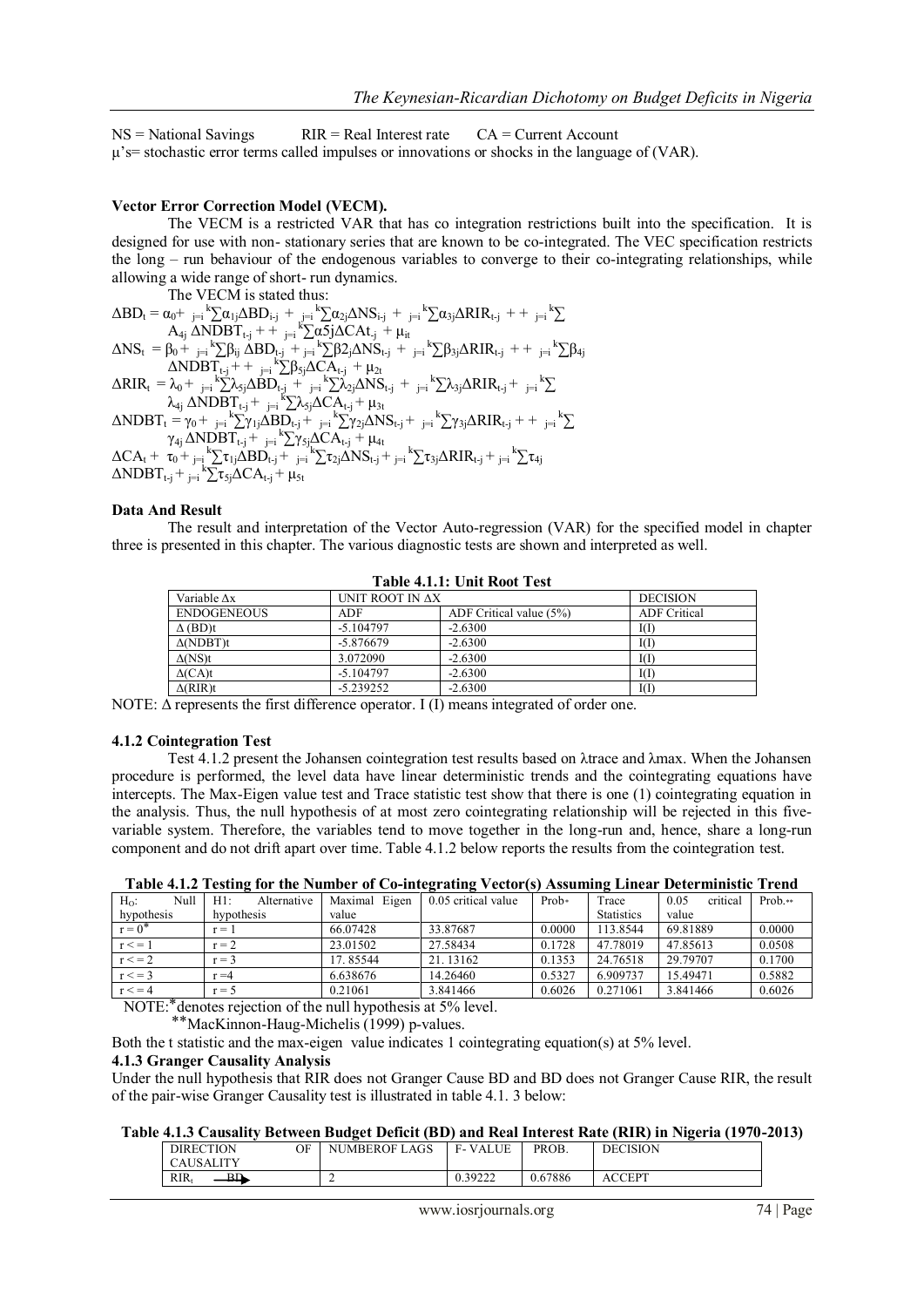NS = National Savings RIR = Real Interest rate CA = Current Account

μ's= stochastic error terms called impulses or innovations or shocks in the language of (VAR).

**Vector Error Correction Model (VECM).**

The VECM is a restricted VAR that has co integration restrictions built into the specification. It is designed for use with non- stationary series that are known to be co-integrated. The VEC specification restricts the long – run behaviour of the endogenous variables to converge to their co-integrating relationships, while allowing a wide range of short- run dynamics.

The VECM is stated thus:

$$\Delta BD_t = \alpha_0 + \sum_{j=i}^{k}\alpha_{1j}\Delta BD_{i-j} + \sum_{j=i}^{k}\alpha_{2j}\Delta NS_{i-j} + \sum_{j=i}^{k}\alpha_{3j}\Delta RIR_{t-j} + + \sum_{j=i}^{k} A_{4j}\,\Delta NDBT_{t-j} + + \sum_{j=i}^{k}\alpha 5j\Delta CAt_{-j} + \mu_{it}$$

$$\Delta NS_t = \beta_0 + \sum_{j=i}^{k}\beta_{ij}\,\Delta BD_{t-j} + \sum_{j=i}^{k}\beta 2_j\Delta NS_{t-j} + \sum_{j=i}^{k}\beta_{3j}\Delta RIR_{t-j} + + \sum_{j=i}^{k}\beta_{4j}\,\Delta NDBT_{t-j} + + \sum_{j=i}^{k}\beta_{5j}\Delta CA_{t-j} + \mu_{2t}$$

$$\Delta RIR_t = \lambda_0 + \sum_{j=i}^{k}\lambda_{5j}\Delta BD_{t-j} + \sum_{j=i}^{k}\lambda_{2j}\Delta NS_{t-j} + \sum_{j=i}^{k}\lambda_{3j}\Delta RIR_{t-j} + \sum_{j=i}^{k}\lambda_{4j}\,\Delta NDBT_{t-j} + \sum_{j=i}^{k}\lambda_{5j}\Delta CA_{t-j} + \mu_{3t}$$

$$\Delta NDBT_t = \gamma_0 + \sum_{j=i}^{k}\gamma_{1j}\Delta BD_{t-j} + \sum_{j=i}^{k}\gamma_{2j}\Delta NS_{t-j} + \sum_{j=i}^{k}\gamma_{3j}\Delta RIR_{t-j} + + \sum_{j=i}^{k}\gamma_{4j}\,\Delta NDBT_{t-j} + \sum_{j=i}^{k}\gamma_{5j}\Delta CA_{t-j} + \mu_{4t}$$

$$\Delta CA_t + \tau_0 + \sum_{j=i}^{k}\tau_{1j}\Delta BD_{t-j} + \sum_{j=i}^{k}\tau_{2j}\Delta NS_{t-j} + \sum_{j=i}^{k}\tau_{3j}\Delta RIR_{t-j} + \sum_{j=i}^{k}\tau_{4j}\,\Delta NDBT_{t-j} + \sum_{j=i}^{k}\tau_{5j}\Delta CA_{t-j} + \mu_{5t}$$

**Data And Result**

The result and interpretation of the Vector Auto-regression (VAR) for the specified model in chapter three is presented in this chapter. The various diagnostic tests are shown and interpreted as well.

**Table 4.1.1: Unit Root Test**

| Variable Δx | UNIT ROOT IN ΔX | | DECISION |
|---|---|---|---|
| ENDOGENEOUS | ADF | ADF Critical value (5%) | ADF Critical |
| Δ (BD)t | -5.104797 | -2.6300 | I(I) |
| Δ(NDBT)t | -5.876679 | -2.6300 | I(I) |
| Δ(NS)t | 3.072090 | -2.6300 | I(I) |
| Δ(CA)t | -5.104797 | -2.6300 | I(I) |
| Δ(RIR)t | -5.239252 | -2.6300 | I(I) |

NOTE: Δ represents the first difference operator. I (I) means integrated of order one.

**4.1.2 Cointegration Test**

Test 4.1.2 present the Johansen cointegration test results based on λtrace and λmax. When the Johansen procedure is performed, the level data have linear deterministic trends and the cointegrating equations have intercepts. The Max-Eigen value test and Trace statistic test show that there is one (1) cointegrating equation in the analysis. Thus, the null hypothesis of at most zero cointegrating relationship will be rejected in this five-variable system. Therefore, the variables tend to move together in the long-run and, hence, share a long-run component and do not drift apart over time. Table 4.1.2 below reports the results from the cointegration test.

**Table 4.1.2 Testing for the Number of Co-integrating Vector(s) Assuming Linear Deterministic Trend**

| H₀: Null hypothesis | H1: Alternative hypothesis | Maximal Eigen value | 0.05 critical value | Prob* | Trace Statistics | 0.05 critical value | Prob.** |
|---|---|---|---|---|---|---|---|
| r = 0* | r = 1 | 66.07428 | 33.87687 | 0.0000 | 113.8544 | 69.81889 | 0.0000 |
| r < = 1 | r = 2 | 23.01502 | 27.58434 | 0.1728 | 47.78019 | 47.85613 | 0.0508 |
| r < = 2 | r = 3 | 17. 85544 | 21. 13162 | 0.1353 | 24.76518 | 29.79707 | 0.1700 |
| r < = 3 | r =4 | 6.638676 | 14.26460 | 0.5327 | 6.909737 | 15.49471 | 0.5882 |
| r < = 4 | r = 5 | 0.21061 | 3.841466 | 0.6026 | 0.271061 | 3.841466 | 0.6026 |

NOTE:*denotes rejection of the null hypothesis at 5% level.

**MacKinnon-Haug-Michelis (1999) p-values.

Both the t statistic and the max-eigen value indicates 1 cointegrating equation(s) at 5% level.

**4.1.3 Granger Causality Analysis**

Under the null hypothesis that RIR does not Granger Cause BD and BD does not Granger Cause RIR, the result of the pair-wise Granger Causality test is illustrated in table 4.1. 3 below:

**Table 4.1.3 Causality Between Budget Deficit (BD) and Real Interest Rate (RIR) in Nigeria (1970-2013)**

| DIRECTION OF CAUSALITY | NUMBEROF LAGS | F- VALUE | PROB. | DECISION |
|---|---|---|---|---|
| $RIR_t$ → BD | 2 | 0.39222 | 0.67886 | ACCEPT |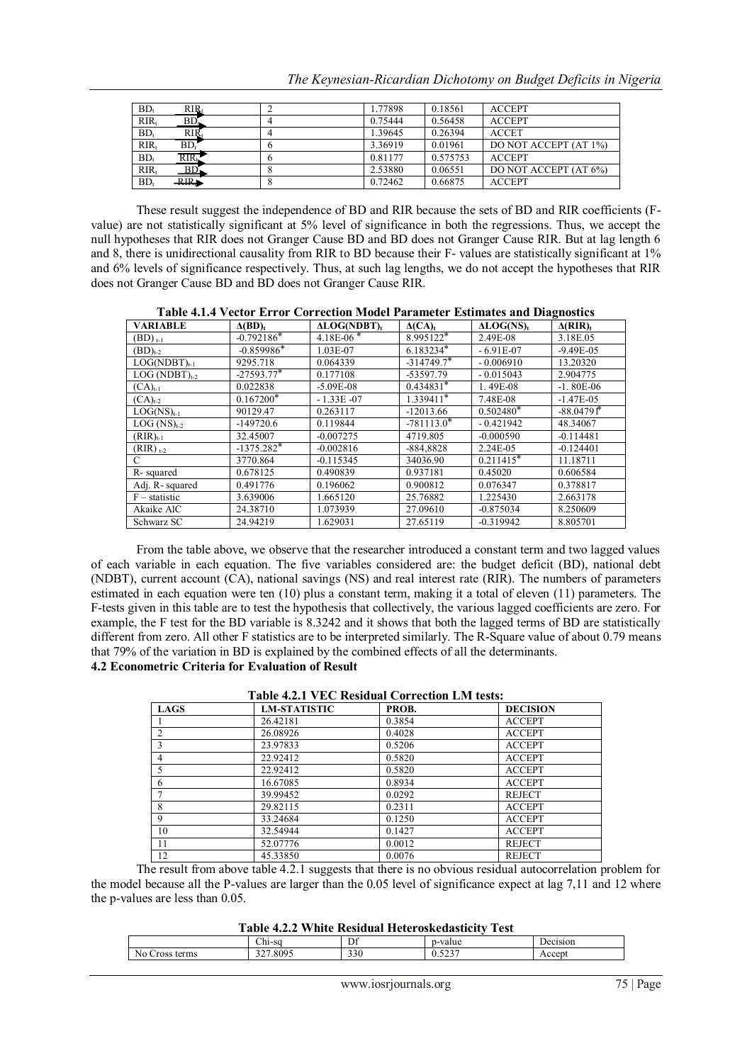| | | | | |
|---|---|---|---|---|
| $BD_t$ → $RIR_t$ | 2 | 1.77898 | 0.18561 | ACCEPT |
| $RIR_t$ → $BD_t$ | 4 | 0.75444 | 0.56458 | ACCEPT |
| $BD_t$ → $RIR_t$ | 4 | 1.39645 | 0.26394 | ACCET |
| $RIR_t$ → $BD_t$ | 6 | 3.36919 | 0.01961 | DO NOT ACCEPT (AT 1%) |
| $BD_t$ → $RIR_t$ | 6 | 0.81177 | 0.575753 | ACCEPT |
| $RIR_t$ → $BD_t$ | 8 | 2.53880 | 0.06551 | DO NOT ACCEPT (AT 6%) |
| $BD_t$ → $RIR_t$ | 8 | 0.72462 | 0.66875 | ACCEPT |

These result suggest the independence of BD and RIR because the sets of BD and RIR coefficients (F-value) are not statistically significant at 5% level of significance in both the regressions. Thus, we accept the null hypotheses that RIR does not Granger Cause BD and BD does not Granger Cause RIR. But at lag length 6 and 8, there is unidirectional causality from RIR to BD because their F- values are statistically significant at 1% and 6% levels of significance respectively. Thus, at such lag lengths, we do not accept the hypotheses that RIR does not Granger Cause BD and BD does not Granger Cause RIR.

**Table 4.1.4 Vector Error Correction Model Parameter Estimates and Diagnostics**

| VARIABLE | $\Delta(BD)_t$ | $\Delta LOG(NDBT)_t$ | $\Delta(CA)_t$ | $\Delta LOG(NS)_t$ | $\Delta(RIR)_t$ |
|---|---|---|---|---|---|
| $(BD)_{t-1}$ | -0.792186* | 4.18E-06 * | 8.995122* | 2.49E-08 | 3.18E.05 |
| $(BD)_{t-2}$ | -0.859986* | 1.03E-07 | 6.183234* | - 6.91E-07 | -9.49E-05 |
| $LOG(NDBT)_{t-1}$ | 9295.718 | 0.064339 | -314749.7* | - 0.006910 | 13.20320 |
| $LOG(NDBT)_{t-2}$ | -27593.77* | 0.177108 | -53597.79 | - 0.015043 | 2.904775 |
| $(CA)_{t-1}$ | 0.022838 | -5.09E-08 | 0.434831* | 1. 49E-08 | -1. 80E-06 |
| $(CA)_{t-2}$ | 0.167200* | - 1.33E -07 | 1.339411* | 7.48E-08 | -1.47E-05 |
| $LOG(NS)_{t-1}$ | 90129.47 | 0.263117 | -12013.66 | 0.502480* | -88.04791* |
| $LOG(NS)_{t-2}$ | -149720.6 | 0.119844 | -781113.0* | - 0.421942 | 48.34067 |
| $(RIR)_{t-1}$ | 32.45007 | -0.007275 | 4719.805 | -0.000590 | -0.114481 |
| $(RIR)_{t-2}$ | -1375.282* | -0.002816 | -884,8828 | 2.24E-05 | -0.124401 |
| C | 3770.864 | -0.115345 | 34036.90 | 0.211415* | 11.18711 |
| R- squared | 0.678125 | 0.490839 | 0.937181 | 0.45020 | 0.606584 |
| Adj. R- squared | 0.491776 | 0.196062 | 0.900812 | 0.076347 | 0.378817 |
| F – statistic | 3.639006 | 1.665120 | 25.76882 | 1.225430 | 2.663178 |
| Akaike AIC | 24.38710 | 1.073939 | 27.09610 | -0.875034 | 8.250609 |
| Schwarz SC | 24.94219 | 1.629031 | 27.65119 | -0.319942 | 8.805701 |

From the table above, we observe that the researcher introduced a constant term and two lagged values of each variable in each equation. The five variables considered are: the budget deficit (BD), national debt (NDBT), current account (CA), national savings (NS) and real interest rate (RIR). The numbers of parameters estimated in each equation were ten (10) plus a constant term, making it a total of eleven (11) parameters. The F-tests given in this table are to test the hypothesis that collectively, the various lagged coefficients are zero. For example, the F test for the BD variable is 8.3242 and it shows that both the lagged terms of BD are statistically different from zero. All other F statistics are to be interpreted similarly. The R-Square value of about 0.79 means that 79% of the variation in BD is explained by the combined effects of all the determinants.

## 4.2 Econometric Criteria for Evaluation of Result

**Table 4.2.1 VEC Residual Correction LM tests:**

| LAGS | LM-STATISTIC | PROB. | DECISION |
|---|---|---|---|
| 1 | 26.42181 | 0.3854 | ACCEPT |
| 2 | 26.08926 | 0.4028 | ACCEPT |
| 3 | 23.97833 | 0.5206 | ACCEPT |
| 4 | 22.92412 | 0.5820 | ACCEPT |
| 5 | 22.92412 | 0.5820 | ACCEPT |
| 6 | 16.67085 | 0.8934 | ACCEPT |
| 7 | 39.99452 | 0.0292 | REJECT |
| 8 | 29.82115 | 0.2311 | ACCEPT |
| 9 | 33.24684 | 0.1250 | ACCEPT |
| 10 | 32.54944 | 0.1427 | ACCEPT |
| 11 | 52.07776 | 0.0012 | REJECT |
| 12 | 45.33850 | 0.0076 | REJECT |

The result from above table 4.2.1 suggests that there is no obvious residual autocorrelation problem for the model because all the P-values are larger than the 0.05 level of significance expect at lag 7,11 and 12 where the p-values are less than 0.05.

**Table 4.2.2 White Residual Heteroskedasticity Test**

| | Chi-sq | Df | p-value | Decision |
|---|---|---|---|---|
| No Cross terms | 327.8095 | 330 | 0.5237 | Accept |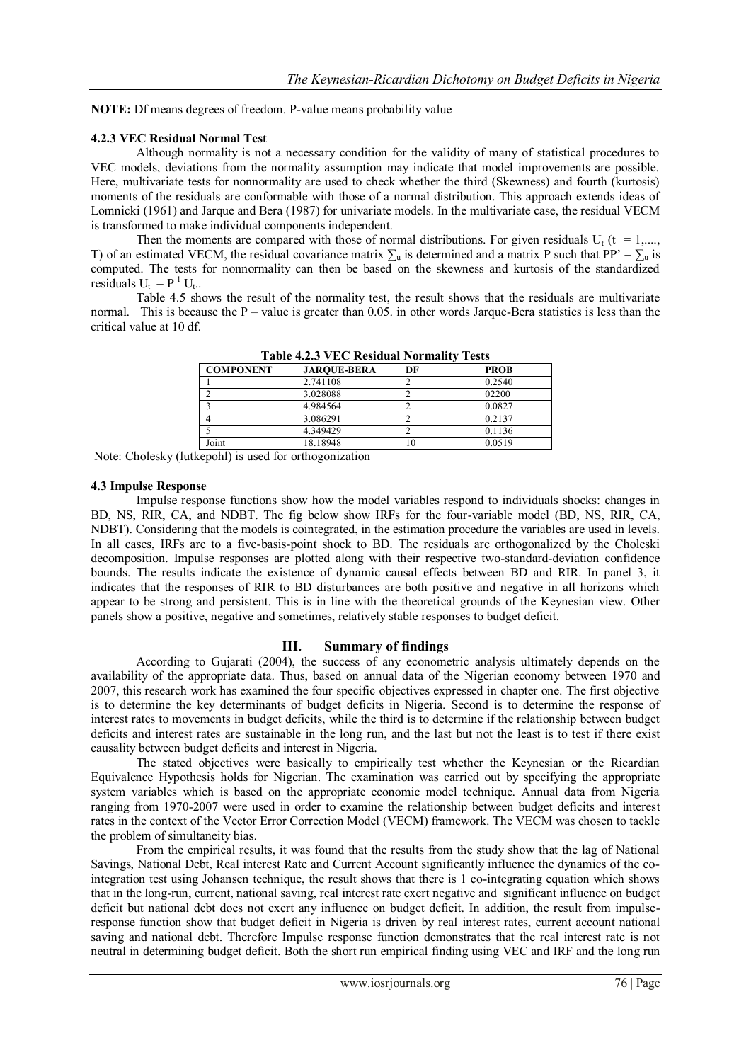**NOTE:** Df means degrees of freedom. P-value means probability value

### 4.2.3 VEC Residual Normal Test

Although normality is not a necessary condition for the validity of many of statistical procedures to VEC models, deviations from the normality assumption may indicate that model improvements are possible. Here, multivariate tests for nonnormality are used to check whether the third (Skewness) and fourth (kurtosis) moments of the residuals are conformable with those of a normal distribution. This approach extends ideas of Lomnicki (1961) and Jarque and Bera (1987) for univariate models. In the multivariate case, the residual VECM is transformed to make individual components independent.

Then the moments are compared with those of normal distributions. For given residuals $U_t$ ($t = 1,\ldots,T$) of an estimated VECM, the residual covariance matrix $\sum_u$ is determined and a matrix P such that $PP' = \sum_u$ is computed. The tests for nonnormality can then be based on the skewness and kurtosis of the standardized residuals $U_t = P^{-1} U_t$..

Table 4.5 shows the result of the normality test, the result shows that the residuals are multivariate normal. This is because the P – value is greater than 0.05. in other words Jarque-Bera statistics is less than the critical value at 10 df.

**Table 4.2.3 VEC Residual Normality Tests**

| COMPONENT | JARQUE-BERA | DF | PROB |
|---|---|---|---|
| 1 | 2.741108 | 2 | 0.2540 |
| 2 | 3.028088 | 2 | 02200 |
| 3 | 4.984564 | 2 | 0.0827 |
| 4 | 3.086291 | 2 | 0.2137 |
| 5 | 4.349429 | 2 | 0.1136 |
| Joint | 18.18948 | 10 | 0.0519 |

Note: Cholesky (lutkepohl) is used for orthogonization

### 4.3 Impulse Response

Impulse response functions show how the model variables respond to individuals shocks: changes in BD, NS, RIR, CA, and NDBT. The fig below show IRFs for the four-variable model (BD, NS, RIR, CA, NDBT). Considering that the models is cointegrated, in the estimation procedure the variables are used in levels. In all cases, IRFs are to a five-basis-point shock to BD. The residuals are orthogonalized by the Choleski decomposition. Impulse responses are plotted along with their respective two-standard-deviation confidence bounds. The results indicate the existence of dynamic causal effects between BD and RIR. In panel 3, it indicates that the responses of RIR to BD disturbances are both positive and negative in all horizons which appear to be strong and persistent. This is in line with the theoretical grounds of the Keynesian view. Other panels show a positive, negative and sometimes, relatively stable responses to budget deficit.

## III. Summary of findings

According to Gujarati (2004), the success of any econometric analysis ultimately depends on the availability of the appropriate data. Thus, based on annual data of the Nigerian economy between 1970 and 2007, this research work has examined the four specific objectives expressed in chapter one. The first objective is to determine the key determinants of budget deficits in Nigeria. Second is to determine the response of interest rates to movements in budget deficits, while the third is to determine if the relationship between budget deficits and interest rates are sustainable in the long run, and the last but not the least is to test if there exist causality between budget deficits and interest in Nigeria.

The stated objectives were basically to empirically test whether the Keynesian or the Ricardian Equivalence Hypothesis holds for Nigerian. The examination was carried out by specifying the appropriate system variables which is based on the appropriate economic model technique. Annual data from Nigeria ranging from 1970-2007 were used in order to examine the relationship between budget deficits and interest rates in the context of the Vector Error Correction Model (VECM) framework. The VECM was chosen to tackle the problem of simultaneity bias.

From the empirical results, it was found that the results from the study show that the lag of National Savings, National Debt, Real interest Rate and Current Account significantly influence the dynamics of the co-integration test using Johansen technique, the result shows that there is 1 co-integrating equation which shows that in the long-run, current, national saving, real interest rate exert negative and significant influence on budget deficit but national debt does not exert any influence on budget deficit. In addition, the result from impulse-response function show that budget deficit in Nigeria is driven by real interest rates, current account national saving and national debt. Therefore Impulse response function demonstrates that the real interest rate is not neutral in determining budget deficit. Both the short run empirical finding using VEC and IRF and the long run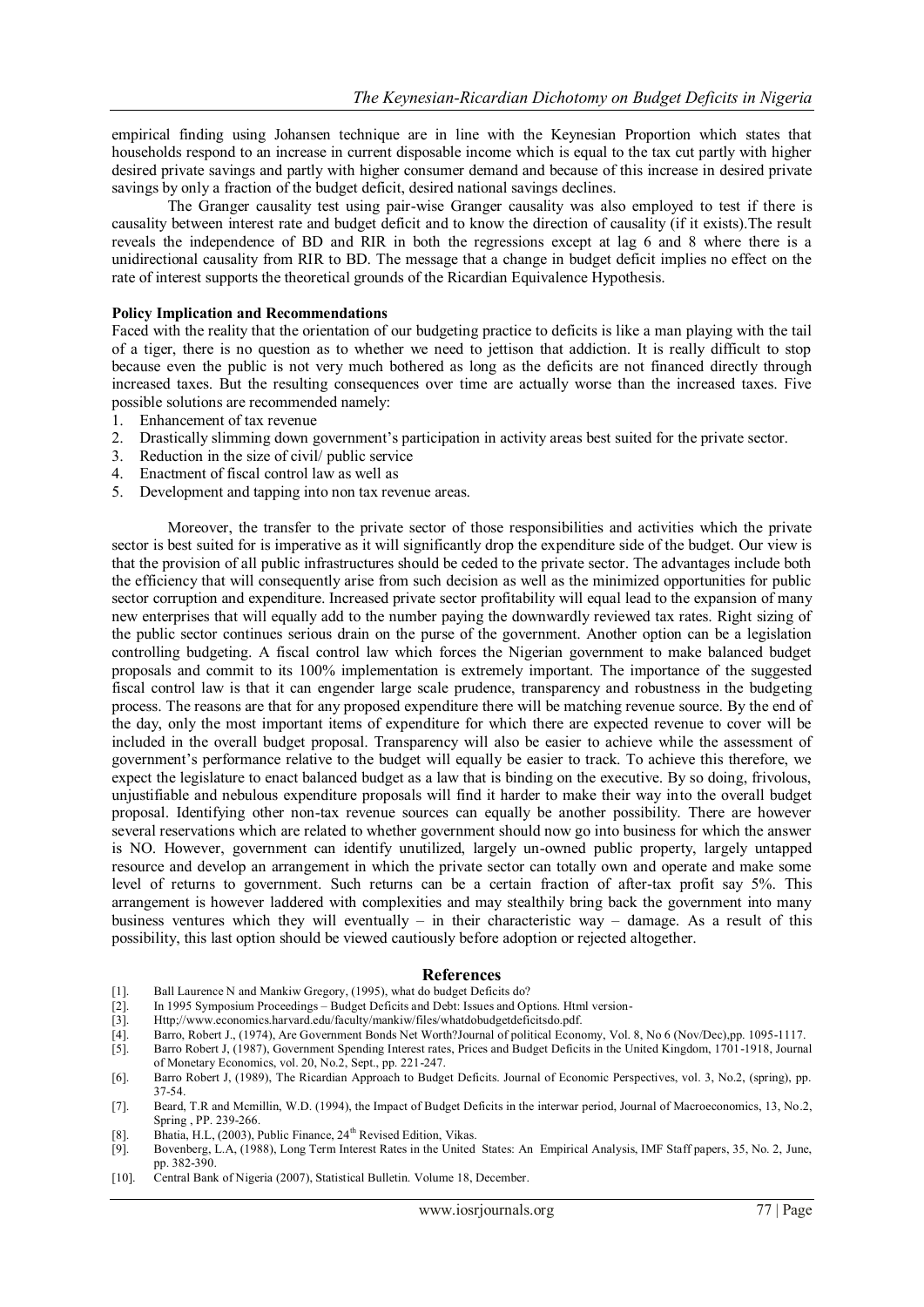empirical finding using Johansen technique are in line with the Keynesian Proportion which states that households respond to an increase in current disposable income which is equal to the tax cut partly with higher desired private savings and partly with higher consumer demand and because of this increase in desired private savings by only a fraction of the budget deficit, desired national savings declines.

The Granger causality test using pair-wise Granger causality was also employed to test if there is causality between interest rate and budget deficit and to know the direction of causality (if it exists).The result reveals the independence of BD and RIR in both the regressions except at lag 6 and 8 where there is a unidirectional causality from RIR to BD. The message that a change in budget deficit implies no effect on the rate of interest supports the theoretical grounds of the Ricardian Equivalence Hypothesis.

**Policy Implication and Recommendations**

Faced with the reality that the orientation of our budgeting practice to deficits is like a man playing with the tail of a tiger, there is no question as to whether we need to jettison that addiction. It is really difficult to stop because even the public is not very much bothered as long as the deficits are not financed directly through increased taxes. But the resulting consequences over time are actually worse than the increased taxes. Five possible solutions are recommended namely:

1. Enhancement of tax revenue
2. Drastically slimming down government's participation in activity areas best suited for the private sector.
3. Reduction in the size of civil/ public service
4. Enactment of fiscal control law as well as
5. Development and tapping into non tax revenue areas.

Moreover, the transfer to the private sector of those responsibilities and activities which the private sector is best suited for is imperative as it will significantly drop the expenditure side of the budget. Our view is that the provision of all public infrastructures should be ceded to the private sector. The advantages include both the efficiency that will consequently arise from such decision as well as the minimized opportunities for public sector corruption and expenditure. Increased private sector profitability will equal lead to the expansion of many new enterprises that will equally add to the number paying the downwardly reviewed tax rates. Right sizing of the public sector continues serious drain on the purse of the government. Another option can be a legislation controlling budgeting. A fiscal control law which forces the Nigerian government to make balanced budget proposals and commit to its 100% implementation is extremely important. The importance of the suggested fiscal control law is that it can engender large scale prudence, transparency and robustness in the budgeting process. The reasons are that for any proposed expenditure there will be matching revenue source. By the end of the day, only the most important items of expenditure for which there are expected revenue to cover will be included in the overall budget proposal. Transparency will also be easier to achieve while the assessment of government's performance relative to the budget will equally be easier to track. To achieve this therefore, we expect the legislature to enact balanced budget as a law that is binding on the executive. By so doing, frivolous, unjustifiable and nebulous expenditure proposals will find it harder to make their way into the overall budget proposal. Identifying other non-tax revenue sources can equally be another possibility. There are however several reservations which are related to whether government should now go into business for which the answer is NO. However, government can identify unutilized, largely un-owned public property, largely untapped resource and develop an arrangement in which the private sector can totally own and operate and make some level of returns to government. Such returns can be a certain fraction of after-tax profit say 5%. This arrangement is however laddered with complexities and may stealthily bring back the government into many business ventures which they will eventually – in their characteristic way – damage. As a result of this possibility, this last option should be viewed cautiously before adoption or rejected altogether.

## References

[1]. Ball Laurence N and Mankiw Gregory, (1995), what do budget Deficits do?
[2]. In 1995 Symposium Proceedings – Budget Deficits and Debt: Issues and Options. Html version-
[3]. Http;//www.economics.harvard.edu/faculty/mankiw/files/whatdobudgetdeficitsdo.pdf.
[4]. Barro, Robert J., (1974), Are Government Bonds Net Worth?Journal of political Economy, Vol. 8, No 6 (Nov/Dec),pp. 1095-1117.
[5]. Barro Robert J, (1987), Government Spending Interest rates, Prices and Budget Deficits in the United Kingdom, 1701-1918, Journal of Monetary Economics, vol. 20, No.2, Sept., pp. 221-247.
[6]. Barro Robert J, (1989), The Ricardian Approach to Budget Deficits. Journal of Economic Perspectives, vol. 3, No.2, (spring), pp. 37-54.
[7]. Beard, T.R and Mcmillin, W.D. (1994), the Impact of Budget Deficits in the interwar period, Journal of Macroeconomics, 13, No.2, Spring , PP. 239-266.
[8]. Bhatia, H.L, (2003), Public Finance, 24th Revised Edition, Vikas.
[9]. Bovenberg, L.A, (1988), Long Term Interest Rates in the United States: An Empirical Analysis, IMF Staff papers, 35, No. 2, June, pp. 382-390.
[10]. Central Bank of Nigeria (2007), Statistical Bulletin. Volume 18, December.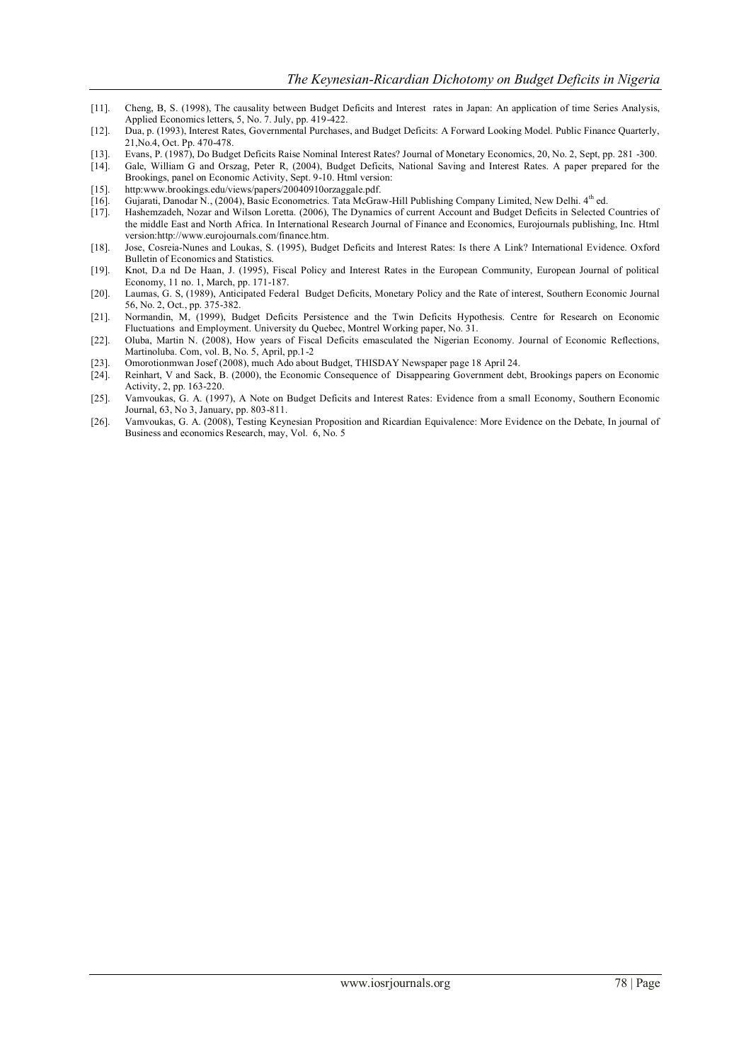[11]. Cheng, B, S. (1998), The causality between Budget Deficits and Interest rates in Japan: An application of time Series Analysis, Applied Economics letters, 5, No. 7. July, pp. 419-422.

[12]. Dua, p. (1993), Interest Rates, Governmental Purchases, and Budget Deficits: A Forward Looking Model. Public Finance Quarterly, 21,No.4, Oct. Pp. 470-478.

[13]. Evans, P. (1987), Do Budget Deficits Raise Nominal Interest Rates? Journal of Monetary Economics, 20, No. 2, Sept, pp. 281 -300.

[14]. Gale, William G and Orszag, Peter R, (2004), Budget Deficits, National Saving and Interest Rates. A paper prepared for the Brookings, panel on Economic Activity, Sept. 9-10. Html version:

[15]. http:www.brookings.edu/views/papers/20040910orzaggale.pdf.

[16]. Gujarati, Danodar N., (2004), Basic Econometrics. Tata McGraw-Hill Publishing Company Limited, New Delhi. 4th ed.

[17]. Hashemzadeh, Nozar and Wilson Loretta. (2006), The Dynamics of current Account and Budget Deficits in Selected Countries of the middle East and North Africa. In International Research Journal of Finance and Economics, Eurojournals publishing, Inc. Html version:http://www.eurojournals.com/finance.htm.

[18]. Jose, Cosreia-Nunes and Loukas, S. (1995), Budget Deficits and Interest Rates: Is there A Link? International Evidence. Oxford Bulletin of Economics and Statistics.

[19]. Knot, D.a nd De Haan, J. (1995), Fiscal Policy and Interest Rates in the European Community, European Journal of political Economy, 11 no. 1, March, pp. 171-187.

[20]. Laumas, G. S, (1989), Anticipated Federal Budget Deficits, Monetary Policy and the Rate of interest, Southern Economic Journal 56, No. 2, Oct., pp. 375-382.

[21]. Normandin, M, (1999), Budget Deficits Persistence and the Twin Deficits Hypothesis. Centre for Research on Economic Fluctuations and Employment. University du Quebec, Montrel Working paper, No. 31.

[22]. Oluba, Martin N. (2008), How years of Fiscal Deficits emasculated the Nigerian Economy. Journal of Economic Reflections, Martinoluba. Com, vol. B, No. 5, April, pp.1-2

[23]. Omorotionmwan Josef (2008), much Ado about Budget, THISDAY Newspaper page 18 April 24.

[24]. Reinhart, V and Sack, B. (2000), the Economic Consequence of Disappearing Government debt, Brookings papers on Economic Activity, 2, pp. 163-220.

[25]. Vamvoukas, G. A. (1997), A Note on Budget Deficits and Interest Rates: Evidence from a small Economy, Southern Economic Journal, 63, No 3, January, pp. 803-811.

[26]. Vamvoukas, G. A. (2008), Testing Keynesian Proposition and Ricardian Equivalence: More Evidence on the Debate, In journal of Business and economics Research, may, Vol. 6, No. 5